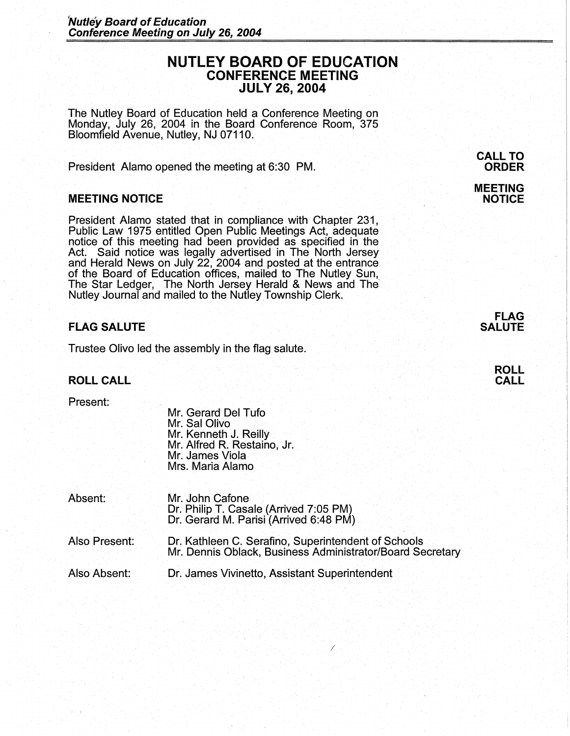# NUTLEY BOARD OF EDUCATION
## CONFERENCE MEETING
## JULY 26, 2004

The Nutley Board of Education held a Conference Meeting on Monday, July 26, 2004 in the Board Conference Room, 375 Bloomfield Avenue, Nutley, NJ 07110.

**CALL TO ORDER**

President Alamo opened the meeting at 6:30 PM.

**MEETING NOTICE**

### MEETING NOTICE

President Alamo stated that in compliance with Chapter 231, Public Law 1975 entitled Open Public Meetings Act, adequate notice of this meeting had been provided as specified in the Act. Said notice was legally advertised in The North Jersey and Herald News on July 22, 2004 and posted at the entrance of the Board of Education offices, mailed to The Nutley Sun, The Star Ledger, The North Jersey Herald & News and The Nutley Journal and mailed to the Nutley Township Clerk.

**FLAG SALUTE**

### FLAG SALUTE

Trustee Olivo led the assembly in the flag salute.

**ROLL CALL**

### ROLL CALL

Present:

- Mr. Gerard Del Tufo
- Mr. Sal Olivo
- Mr. Kenneth J. Reilly
- Mr. Alfred R. Restaino, Jr.
- Mr. James Viola
- Mrs. Maria Alamo

Absent:

- Mr. John Cafone
- Dr. Philip T. Casale (Arrived 7:05 PM)
- Dr. Gerard M. Parisi (Arrived 6:48 PM)

Also Present:

- Dr. Kathleen C. Serafino, Superintendent of Schools
- Mr. Dennis Oblack, Business Administrator/Board Secretary

Also Absent:

- Dr. James Vivinetto, Assistant Superintendent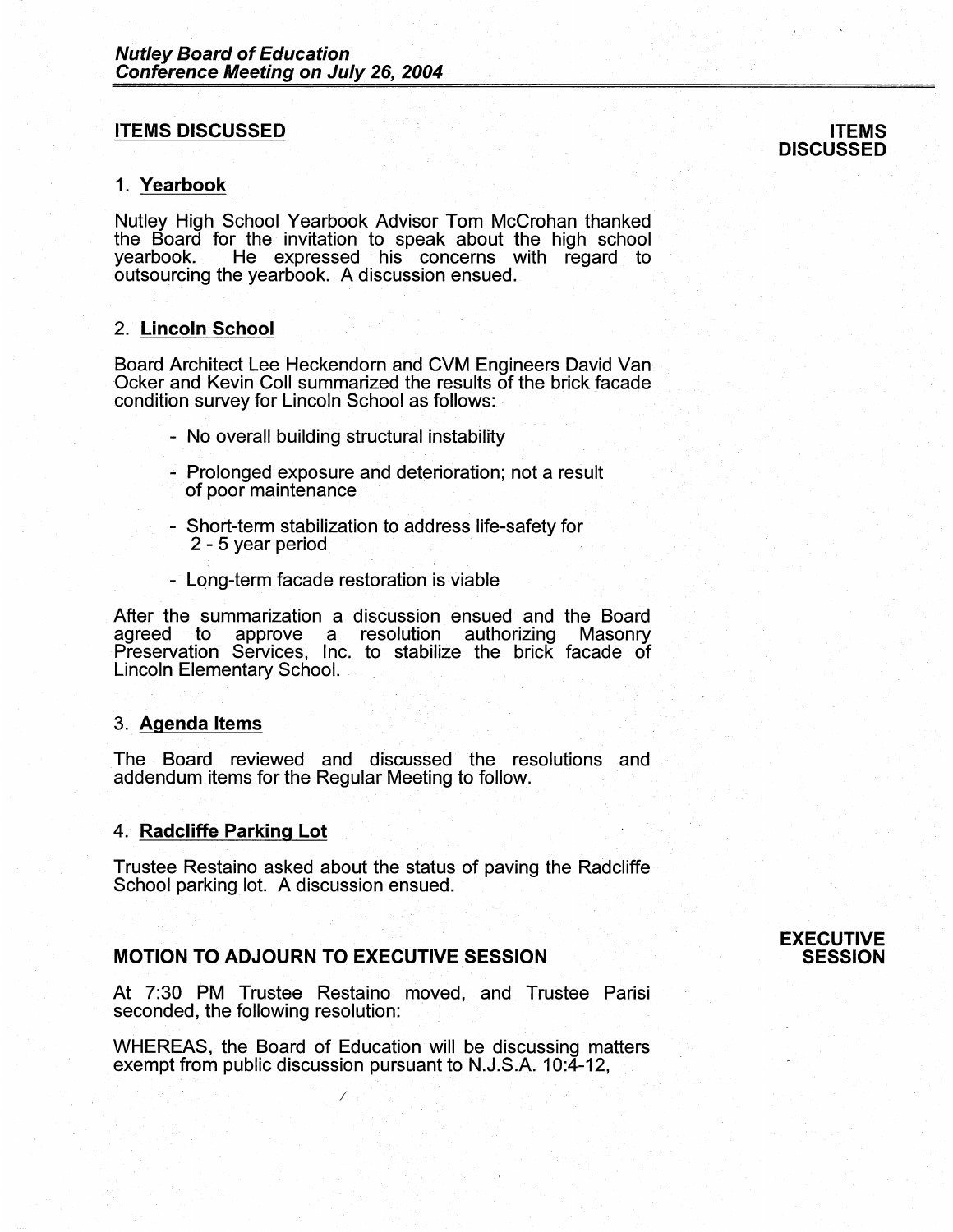## ITEMS DISCUSSED

**ITEMS DISCUSSED**

### 1. Yearbook

Nutley High School Yearbook Advisor Tom McCrohan thanked the Board for the invitation to speak about the high school yearbook. He expressed his concerns with regard to outsourcing the yearbook. A discussion ensued.

### 2. Lincoln School

Board Architect Lee Heckendorn and CVM Engineers David Van Ocker and Kevin Coll summarized the results of the brick facade condition survey for Lincoln School as follows:

- No overall building structural instability
- Prolonged exposure and deterioration; not a result of poor maintenance
- Short-term stabilization to address life-safety for 2 - 5 year period
- Long-term facade restoration is viable

After the summarization a discussion ensued and the Board agreed to approve a resolution authorizing Masonry Preservation Services, Inc. to stabilize the brick facade of Lincoln Elementary School.

### 3. Agenda Items

The Board reviewed and discussed the resolutions and addendum items for the Regular Meeting to follow.

### 4. Radcliffe Parking Lot

Trustee Restaino asked about the status of paving the Radcliffe School parking lot. A discussion ensued.

## MOTION TO ADJOURN TO EXECUTIVE SESSION

**EXECUTIVE SESSION**

At 7:30 PM Trustee Restaino moved, and Trustee Parisi seconded, the following resolution:

WHEREAS, the Board of Education will be discussing matters exempt from public discussion pursuant to N.J.S.A. 10:4-12,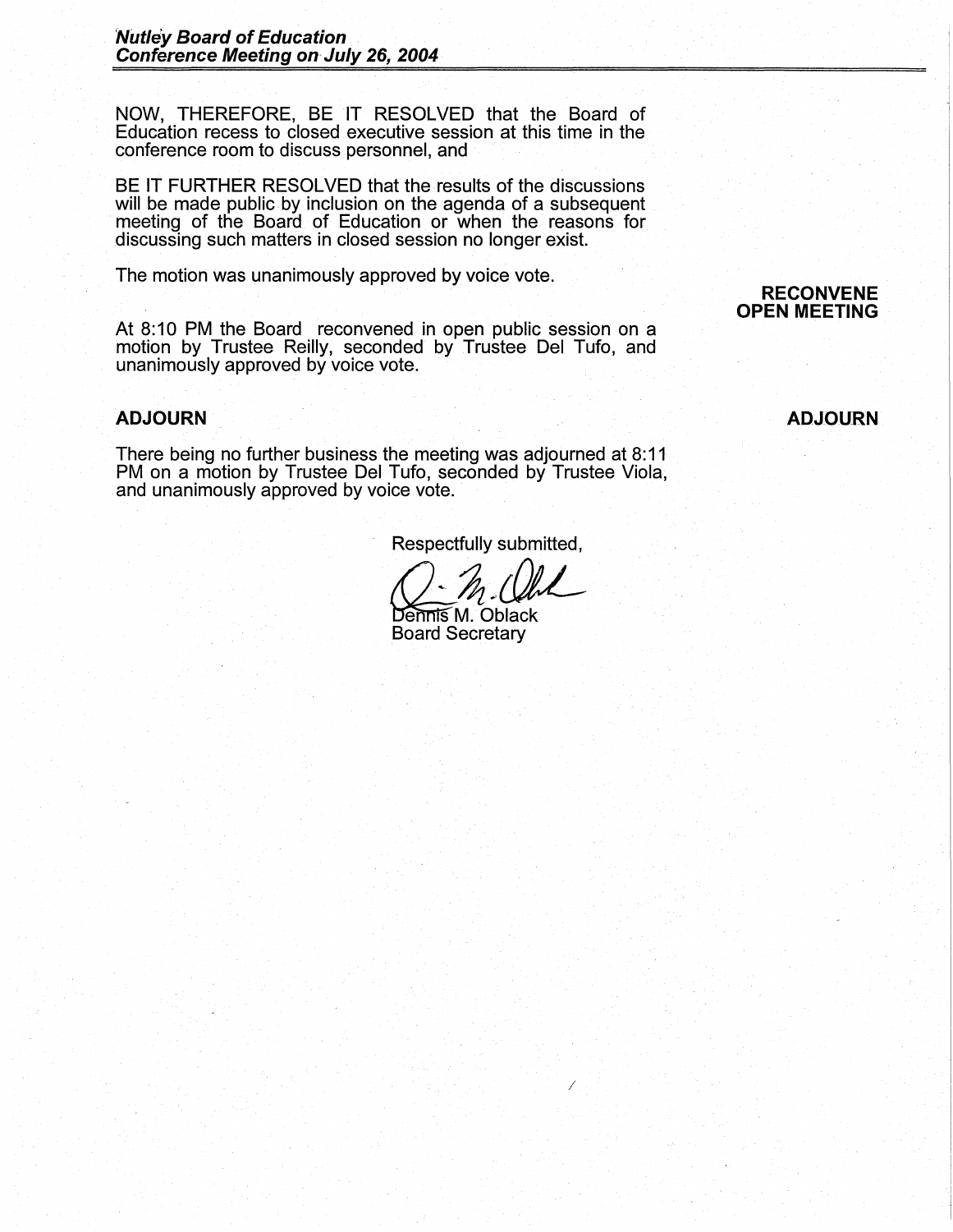NOW, THEREFORE, BE IT RESOLVED that the Board of Education recess to closed executive session at this time in the conference room to discuss personnel, and

BE IT FURTHER RESOLVED that the results of the discussions will be made public by inclusion on the agenda of a subsequent meeting of the Board of Education or when the reasons for discussing such matters in closed session no longer exist.

The motion was unanimously approved by voice vote.

**RECONVENE OPEN MEETING**

At 8:10 PM the Board reconvened in open public session on a motion by Trustee Reilly, seconded by Trustee Del Tufo, and unanimously approved by voice vote.

## ADJOURN

There being no further business the meeting was adjourned at 8:11 PM on a motion by Trustee Del Tufo, seconded by Trustee Viola, and unanimously approved by voice vote.

Respectfully submitted,

Dennis M. Oblack
Board Secretary